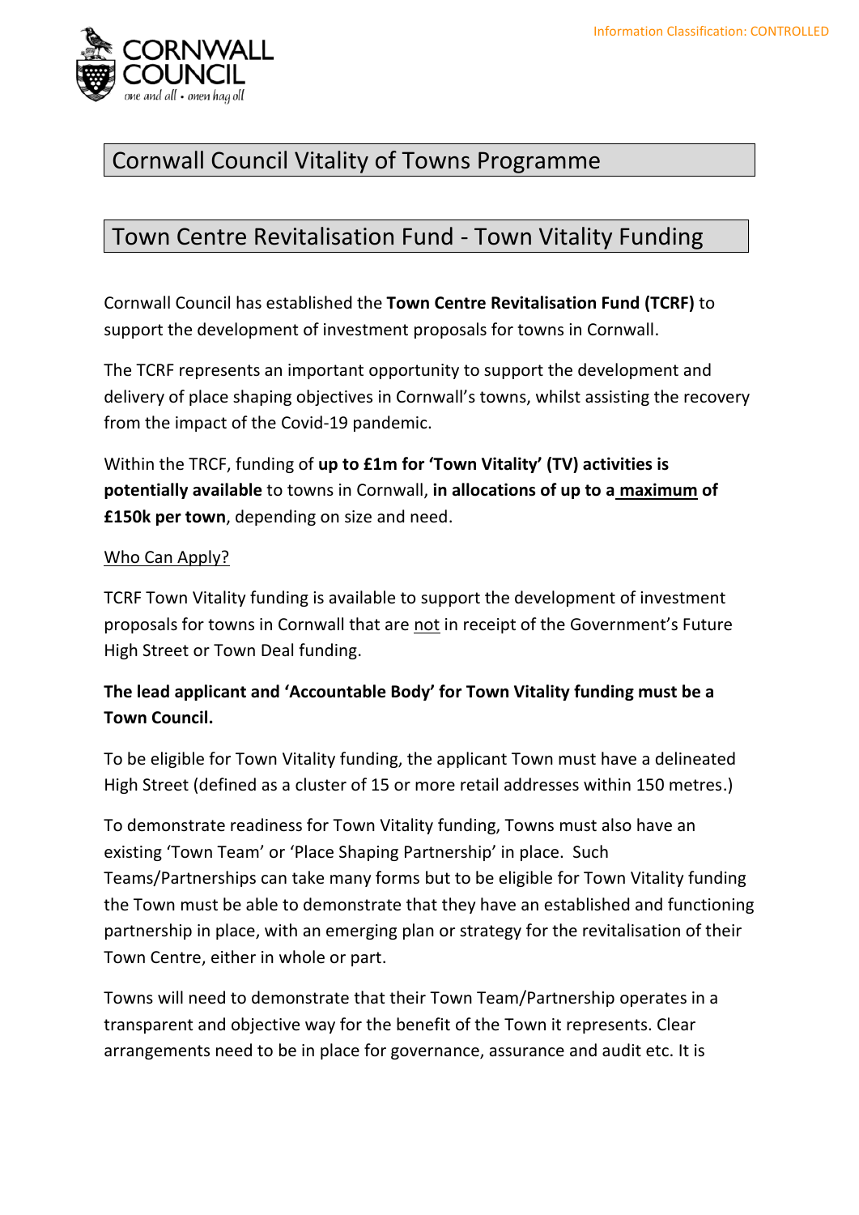Information Classification: CONTROLLED

# Cornwall Council Vitality of Towns Programme

## Town Centre Revitalisation Fund - Town Vitality Funding

Cornwall Council has established the **Town Centre Revitalisation Fund (TCRF)** to support the development of investment proposals for towns in Cornwall.

The TCRF represents an important opportunity to support the development and delivery of place shaping objectives in Cornwall's towns, whilst assisting the recovery from the impact of the Covid-19 pandemic.

Within the TRCF, funding of **up to £1m for 'Town Vitality' (TV) activities is potentially available** to towns in Cornwall, **in allocations of up to a maximum of £150k per town**, depending on size and need.

### Who Can Apply?

TCRF Town Vitality funding is available to support the development of investment proposals for towns in Cornwall that are not in receipt of the Government's Future High Street or Town Deal funding.

**The lead applicant and 'Accountable Body' for Town Vitality funding must be a Town Council.**

To be eligible for Town Vitality funding, the applicant Town must have a delineated High Street (defined as a cluster of 15 or more retail addresses within 150 metres.)

To demonstrate readiness for Town Vitality funding, Towns must also have an existing 'Town Team' or 'Place Shaping Partnership' in place. Such Teams/Partnerships can take many forms but to be eligible for Town Vitality funding the Town must be able to demonstrate that they have an established and functioning partnership in place, with an emerging plan or strategy for the revitalisation of their Town Centre, either in whole or part.

Towns will need to demonstrate that their Town Team/Partnership operates in a transparent and objective way for the benefit of the Town it represents. Clear arrangements need to be in place for governance, assurance and audit etc. It is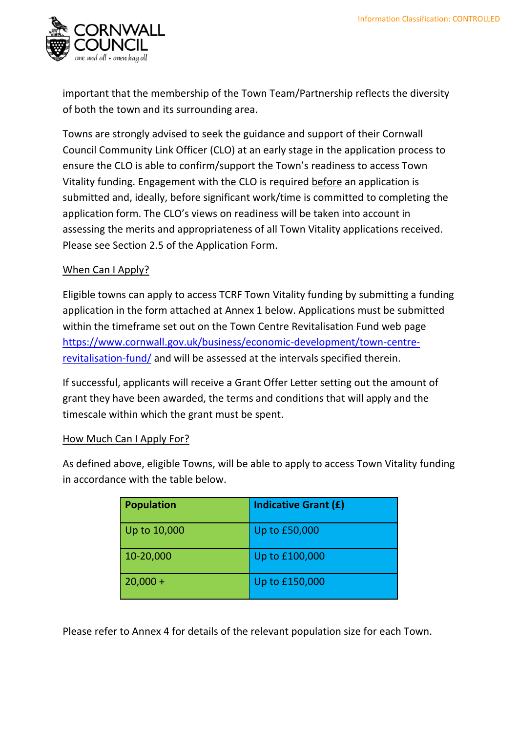important that the membership of the Town Team/Partnership reflects the diversity of both the town and its surrounding area.

Towns are strongly advised to seek the guidance and support of their Cornwall Council Community Link Officer (CLO) at an early stage in the application process to ensure the CLO is able to confirm/support the Town's readiness to access Town Vitality funding. Engagement with the CLO is required before an application is submitted and, ideally, before significant work/time is committed to completing the application form. The CLO's views on readiness will be taken into account in assessing the merits and appropriateness of all Town Vitality applications received. Please see Section 2.5 of the Application Form.

When Can I Apply?

Eligible towns can apply to access TCRF Town Vitality funding by submitting a funding application in the form attached at Annex 1 below. Applications must be submitted within the timeframe set out on the Town Centre Revitalisation Fund web page [https://www.cornwall.gov.uk/business/economic-development/town-centre-revitalisation-fund/](https://www.cornwall.gov.uk/business/economic-development/town-centre-revitalisation-fund/) and will be assessed at the intervals specified therein.

If successful, applicants will receive a Grant Offer Letter setting out the amount of grant they have been awarded, the terms and conditions that will apply and the timescale within which the grant must be spent.

How Much Can I Apply For?

As defined above, eligible Towns, will be able to apply to access Town Vitality funding in accordance with the table below.

| Population | Indicative Grant (£) |
|---|---|
| Up to 10,000 | Up to £50,000 |
| 10-20,000 | Up to £100,000 |
| 20,000 + | Up to £150,000 |

Please refer to Annex 4 for details of the relevant population size for each Town.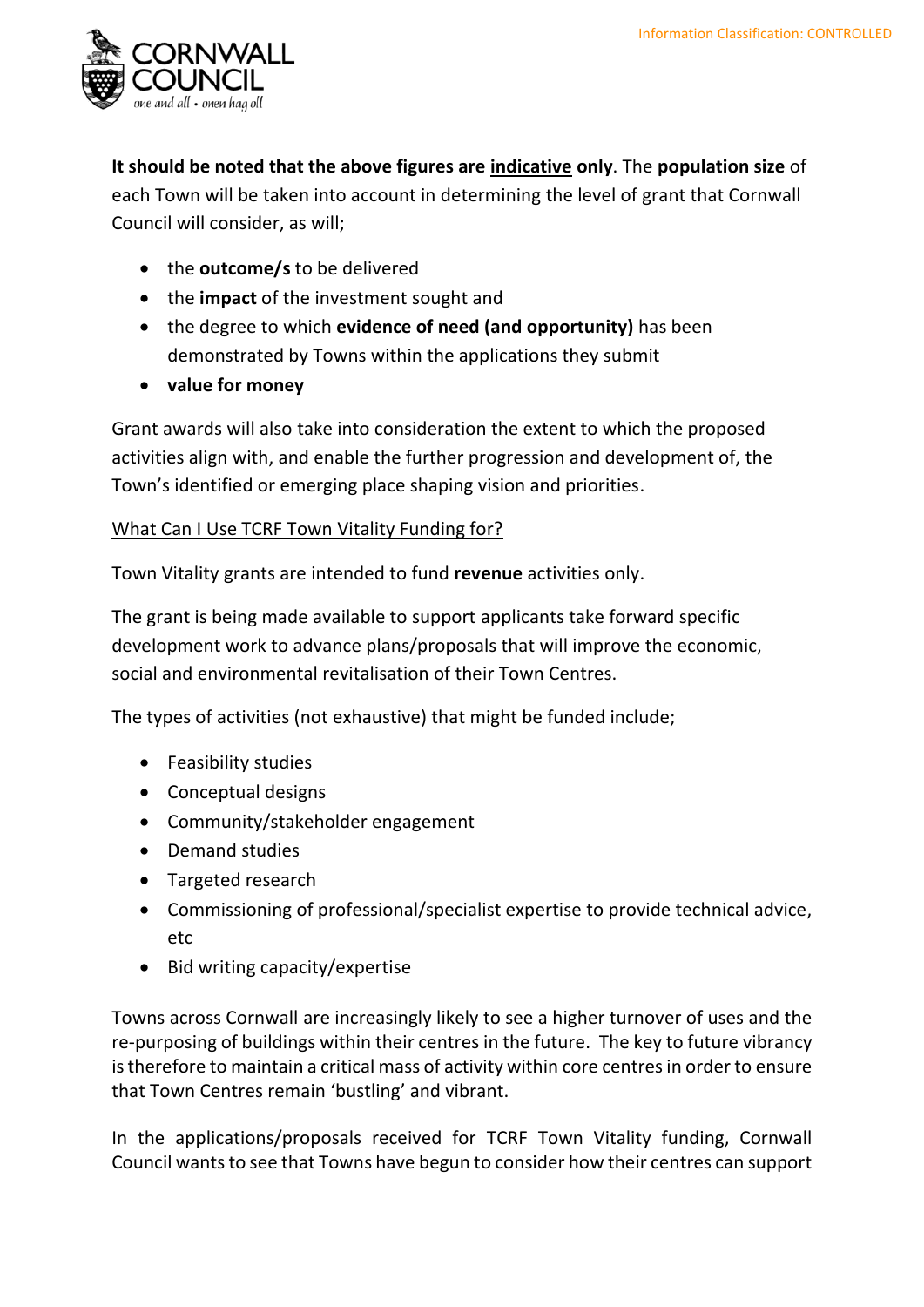**It should be noted that the above figures are indicative only**. The **population size** of each Town will be taken into account in determining the level of grant that Cornwall Council will consider, as will;

- the **outcome/s** to be delivered
- the **impact** of the investment sought and
- the degree to which **evidence of need (and opportunity)** has been demonstrated by Towns within the applications they submit
- **value for money**

Grant awards will also take into consideration the extent to which the proposed activities align with, and enable the further progression and development of, the Town's identified or emerging place shaping vision and priorities.

What Can I Use TCRF Town Vitality Funding for?

Town Vitality grants are intended to fund **revenue** activities only.

The grant is being made available to support applicants take forward specific development work to advance plans/proposals that will improve the economic, social and environmental revitalisation of their Town Centres.

The types of activities (not exhaustive) that might be funded include;

- Feasibility studies
- Conceptual designs
- Community/stakeholder engagement
- Demand studies
- Targeted research
- Commissioning of professional/specialist expertise to provide technical advice, etc
- Bid writing capacity/expertise

Towns across Cornwall are increasingly likely to see a higher turnover of uses and the re-purposing of buildings within their centres in the future. The key to future vibrancy is therefore to maintain a critical mass of activity within core centres in order to ensure that Town Centres remain 'bustling' and vibrant.

In the applications/proposals received for TCRF Town Vitality funding, Cornwall Council wants to see that Towns have begun to consider how their centres can support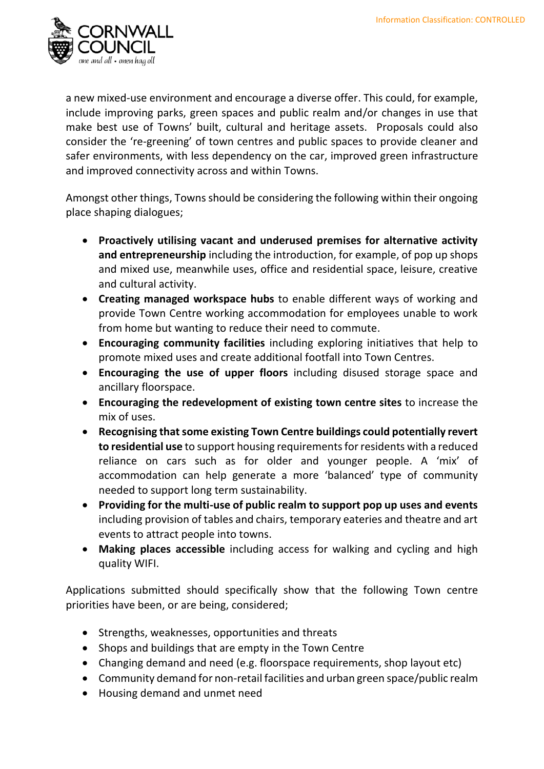a new mixed-use environment and encourage a diverse offer. This could, for example, include improving parks, green spaces and public realm and/or changes in use that make best use of Towns' built, cultural and heritage assets. Proposals could also consider the 're-greening' of town centres and public spaces to provide cleaner and safer environments, with less dependency on the car, improved green infrastructure and improved connectivity across and within Towns.

Amongst other things, Towns should be considering the following within their ongoing place shaping dialogues;

- **Proactively utilising vacant and underused premises for alternative activity and entrepreneurship** including the introduction, for example, of pop up shops and mixed use, meanwhile uses, office and residential space, leisure, creative and cultural activity.
- **Creating managed workspace hubs** to enable different ways of working and provide Town Centre working accommodation for employees unable to work from home but wanting to reduce their need to commute.
- **Encouraging community facilities** including exploring initiatives that help to promote mixed uses and create additional footfall into Town Centres.
- **Encouraging the use of upper floors** including disused storage space and ancillary floorspace.
- **Encouraging the redevelopment of existing town centre sites** to increase the mix of uses.
- **Recognising that some existing Town Centre buildings could potentially revert to residential use** to support housing requirements for residents with a reduced reliance on cars such as for older and younger people. A 'mix' of accommodation can help generate a more 'balanced' type of community needed to support long term sustainability.
- **Providing for the multi-use of public realm to support pop up uses and events** including provision of tables and chairs, temporary eateries and theatre and art events to attract people into towns.
- **Making places accessible** including access for walking and cycling and high quality WIFI.

Applications submitted should specifically show that the following Town centre priorities have been, or are being, considered;

- Strengths, weaknesses, opportunities and threats
- Shops and buildings that are empty in the Town Centre
- Changing demand and need (e.g. floorspace requirements, shop layout etc)
- Community demand for non-retail facilities and urban green space/public realm
- Housing demand and unmet need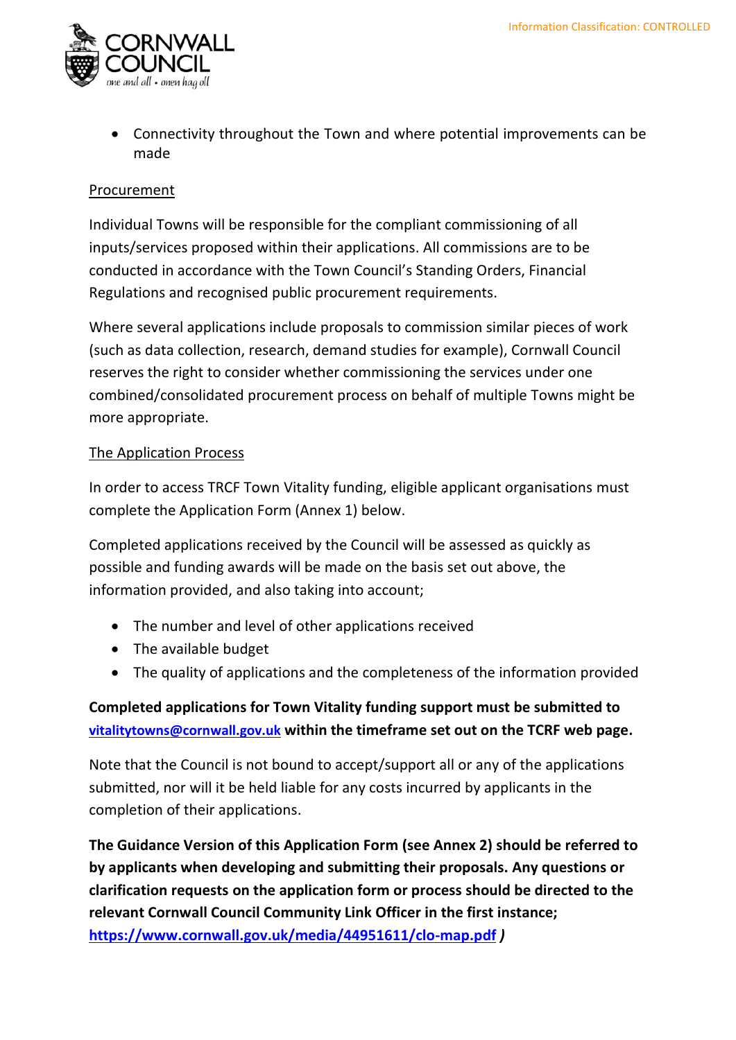- Connectivity throughout the Town and where potential improvements can be made

<u>Procurement</u>

Individual Towns will be responsible for the compliant commissioning of all inputs/services proposed within their applications. All commissions are to be conducted in accordance with the Town Council's Standing Orders, Financial Regulations and recognised public procurement requirements.

Where several applications include proposals to commission similar pieces of work (such as data collection, research, demand studies for example), Cornwall Council reserves the right to consider whether commissioning the services under one combined/consolidated procurement process on behalf of multiple Towns might be more appropriate.

<u>The Application Process</u>

In order to access TRCF Town Vitality funding, eligible applicant organisations must complete the Application Form (Annex 1) below.

Completed applications received by the Council will be assessed as quickly as possible and funding awards will be made on the basis set out above, the information provided, and also taking into account;

- The number and level of other applications received
- The available budget
- The quality of applications and the completeness of the information provided

**Completed applications for Town Vitality funding support must be submitted to [vitalitytowns@cornwall.gov.uk](mailto:vitalitytowns@cornwall.gov.uk) within the timeframe set out on the TCRF web page.**

Note that the Council is not bound to accept/support all or any of the applications submitted, nor will it be held liable for any costs incurred by applicants in the completion of their applications.

**The Guidance Version of this Application Form (see Annex 2) should be referred to by applicants when developing and submitting their proposals. Any questions or clarification requests on the application form or process should be directed to the relevant Cornwall Council Community Link Officer in the first instance; [https://www.cornwall.gov.uk/media/44951611/clo-map.pdf](https://www.cornwall.gov.uk/media/44951611/clo-map.pdf) *)***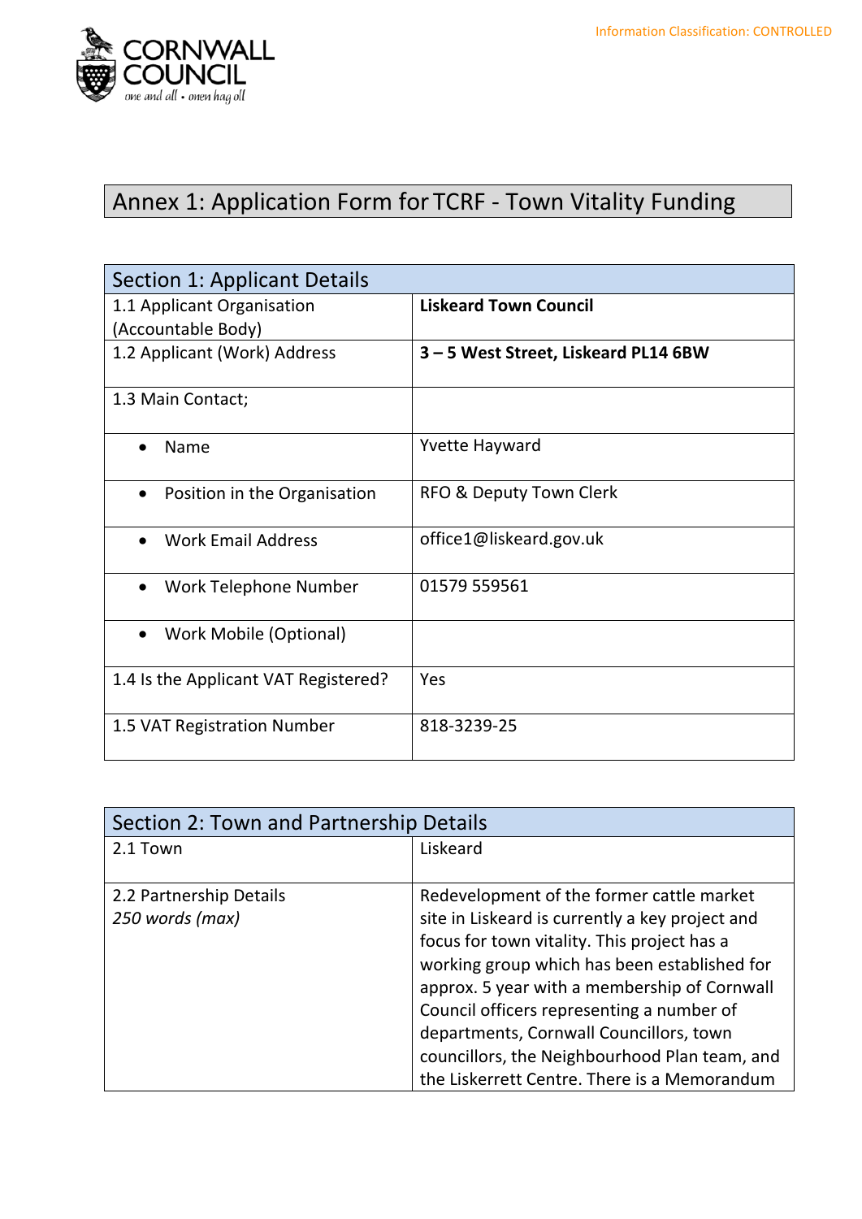Information Classification: CONTROLLED

# Annex 1: Application Form for TCRF - Town Vitality Funding

| Section 1: Applicant Details | |
|---|---|
| 1.1 Applicant Organisation (Accountable Body) | **Liskeard Town Council** |
| 1.2 Applicant (Work) Address | **3 – 5 West Street, Liskeard PL14 6BW** |
| 1.3 Main Contact; | |
| • Name | Yvette Hayward |
| • Position in the Organisation | RFO & Deputy Town Clerk |
| • Work Email Address | office1@liskeard.gov.uk |
| • Work Telephone Number | 01579 559561 |
| • Work Mobile (Optional) | |
| 1.4 Is the Applicant VAT Registered? | Yes |
| 1.5 VAT Registration Number | 818-3239-25 |

| Section 2: Town and Partnership Details | |
|---|---|
| 2.1 Town | Liskeard |
| 2.2 Partnership Details *250 words (max)* | Redevelopment of the former cattle market site in Liskeard is currently a key project and focus for town vitality. This project has a working group which has been established for approx. 5 year with a membership of Cornwall Council officers representing a number of departments, Cornwall Councillors, town councillors, the Neighbourhood Plan team, and the Liskerrett Centre. There is a Memorandum |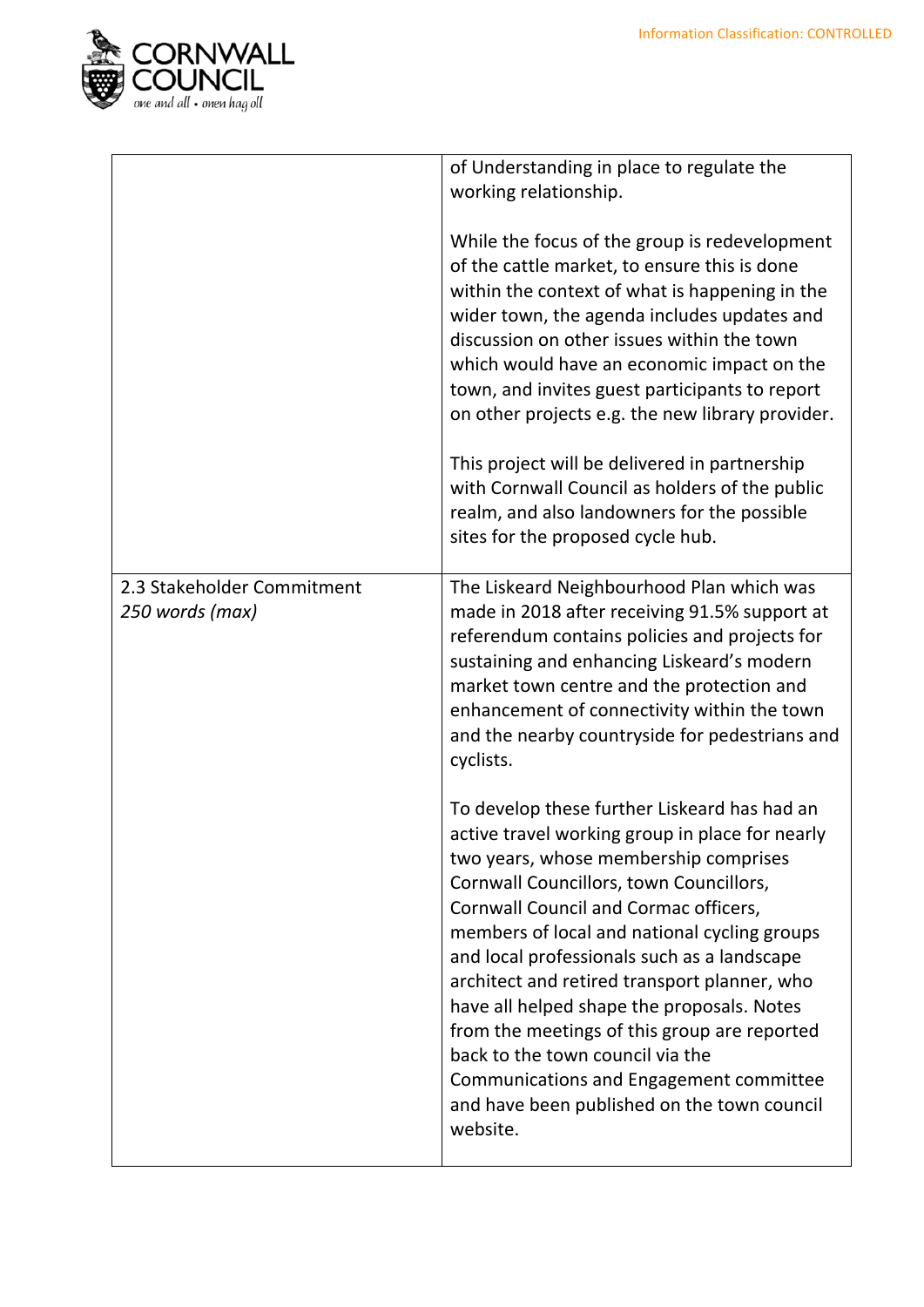|  |  |
|---|---|
|  | of Understanding in place to regulate the working relationship.<br><br>While the focus of the group is redevelopment of the cattle market, to ensure this is done within the context of what is happening in the wider town, the agenda includes updates and discussion on other issues within the town which would have an economic impact on the town, and invites guest participants to report on other projects e.g. the new library provider.<br><br>This project will be delivered in partnership with Cornwall Council as holders of the public realm, and also landowners for the possible sites for the proposed cycle hub. |
| 2.3 Stakeholder Commitment<br>*250 words (max)* | The Liskeard Neighbourhood Plan which was made in 2018 after receiving 91.5% support at referendum contains policies and projects for sustaining and enhancing Liskeard's modern market town centre and the protection and enhancement of connectivity within the town and the nearby countryside for pedestrians and cyclists.<br><br>To develop these further Liskeard has had an active travel working group in place for nearly two years, whose membership comprises Cornwall Councillors, town Councillors, Cornwall Council and Cormac officers, members of local and national cycling groups and local professionals such as a landscape architect and retired transport planner, who have all helped shape the proposals. Notes from the meetings of this group are reported back to the town council via the Communications and Engagement committee and have been published on the town council website. |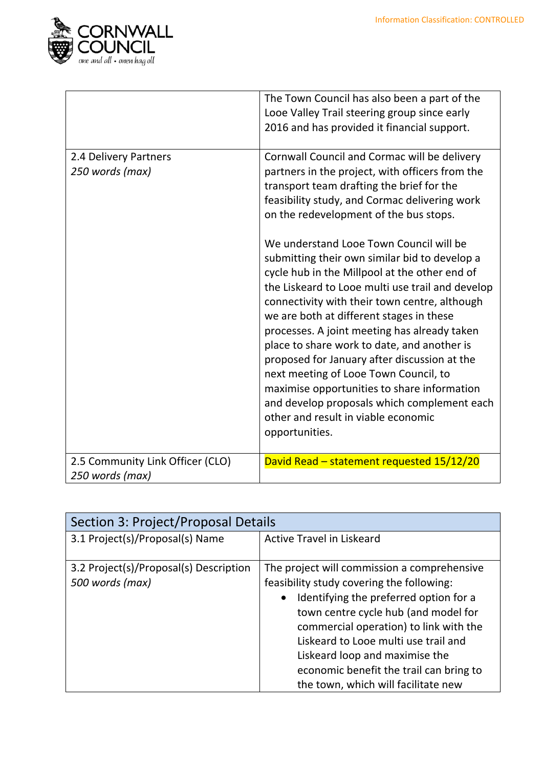| | |
|---|---|
| | The Town Council has also been a part of the Looe Valley Trail steering group since early 2016 and has provided it financial support. |
| 2.4 Delivery Partners<br>*250 words (max)* | Cornwall Council and Cormac will be delivery partners in the project, with officers from the transport team drafting the brief for the feasibility study, and Cormac delivering work on the redevelopment of the bus stops.<br><br>We understand Looe Town Council will be submitting their own similar bid to develop a cycle hub in the Millpool at the other end of the Liskeard to Looe multi use trail and develop connectivity with their town centre, although we are both at different stages in these processes. A joint meeting has already taken place to share work to date, and another is proposed for January after discussion at the next meeting of Looe Town Council, to maximise opportunities to share information and develop proposals which complement each other and result in viable economic opportunities. |
| 2.5 Community Link Officer (CLO)<br>*250 words (max)* | David Read – statement requested 15/12/20 |

| Section 3: Project/Proposal Details | |
|---|---|
| 3.1 Project(s)/Proposal(s) Name | Active Travel in Liskeard |
| 3.2 Project(s)/Proposal(s) Description<br>*500 words (max)* | The project will commission a comprehensive feasibility study covering the following:<br>• Identifying the preferred option for a town centre cycle hub (and model for commercial operation) to link with the Liskeard to Looe multi use trail and Liskeard loop and maximise the economic benefit the trail can bring to the town, which will facilitate new |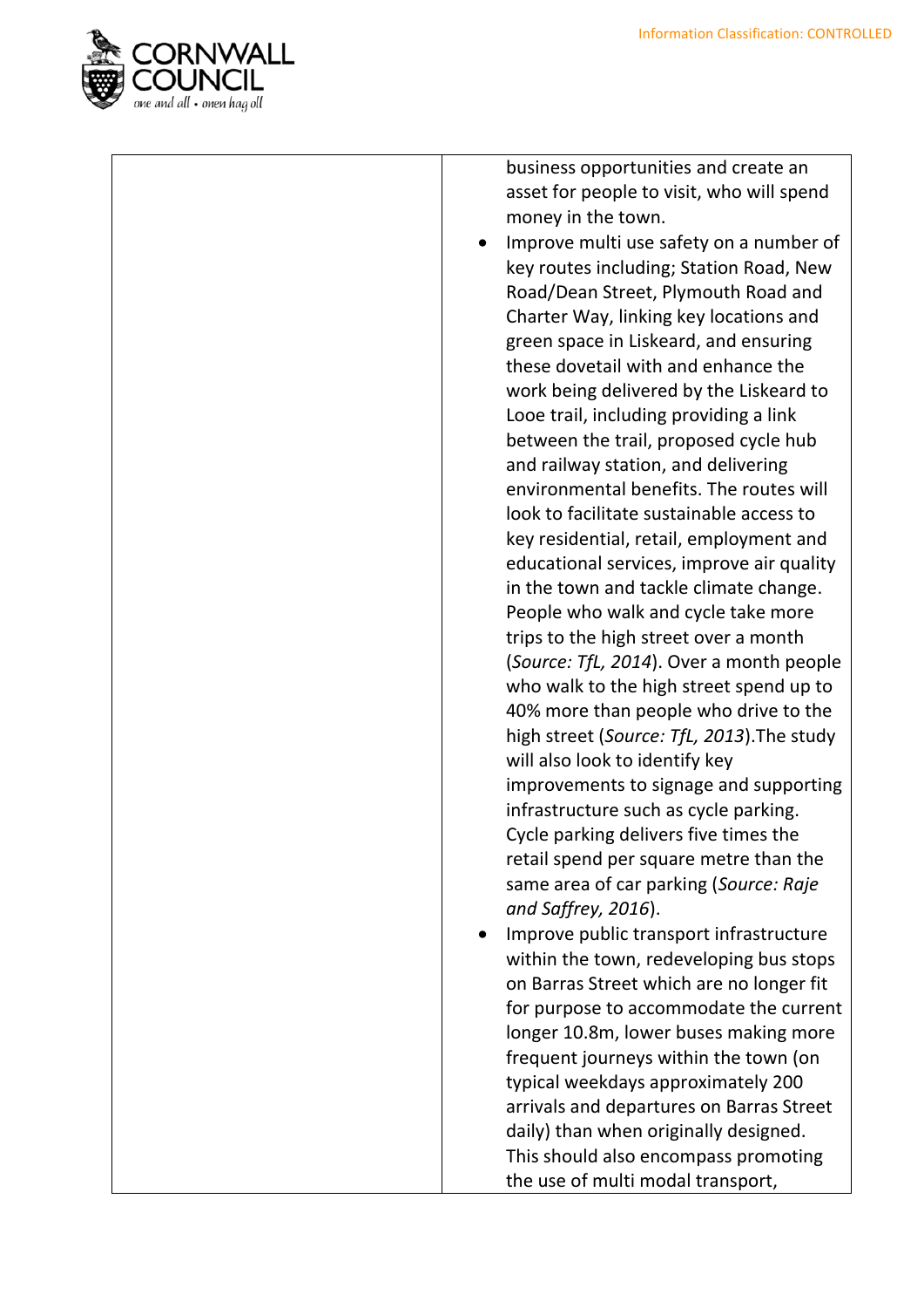| | business opportunities and create an asset for people to visit, who will spend money in the town.<br>• Improve multi use safety on a number of key routes including; Station Road, New Road/Dean Street, Plymouth Road and Charter Way, linking key locations and green space in Liskeard, and ensuring these dovetail with and enhance the work being delivered by the Liskeard to Looe trail, including providing a link between the trail, proposed cycle hub and railway station, and delivering environmental benefits. The routes will look to facilitate sustainable access to key residential, retail, employment and educational services, improve air quality in the town and tackle climate change. People who walk and cycle take more trips to the high street over a month (*Source: TfL, 2014*). Over a month people who walk to the high street spend up to 40% more than people who drive to the high street (*Source: TfL, 2013*).The study will also look to identify key improvements to signage and supporting infrastructure such as cycle parking. Cycle parking delivers five times the retail spend per square metre than the same area of car parking (*Source: Raje and Saffrey, 2016*).<br>• Improve public transport infrastructure within the town, redeveloping bus stops on Barras Street which are no longer fit for purpose to accommodate the current longer 10.8m, lower buses making more frequent journeys within the town (on typical weekdays approximately 200 arrivals and departures on Barras Street daily) than when originally designed. This should also encompass promoting the use of multi modal transport, |
|---|---|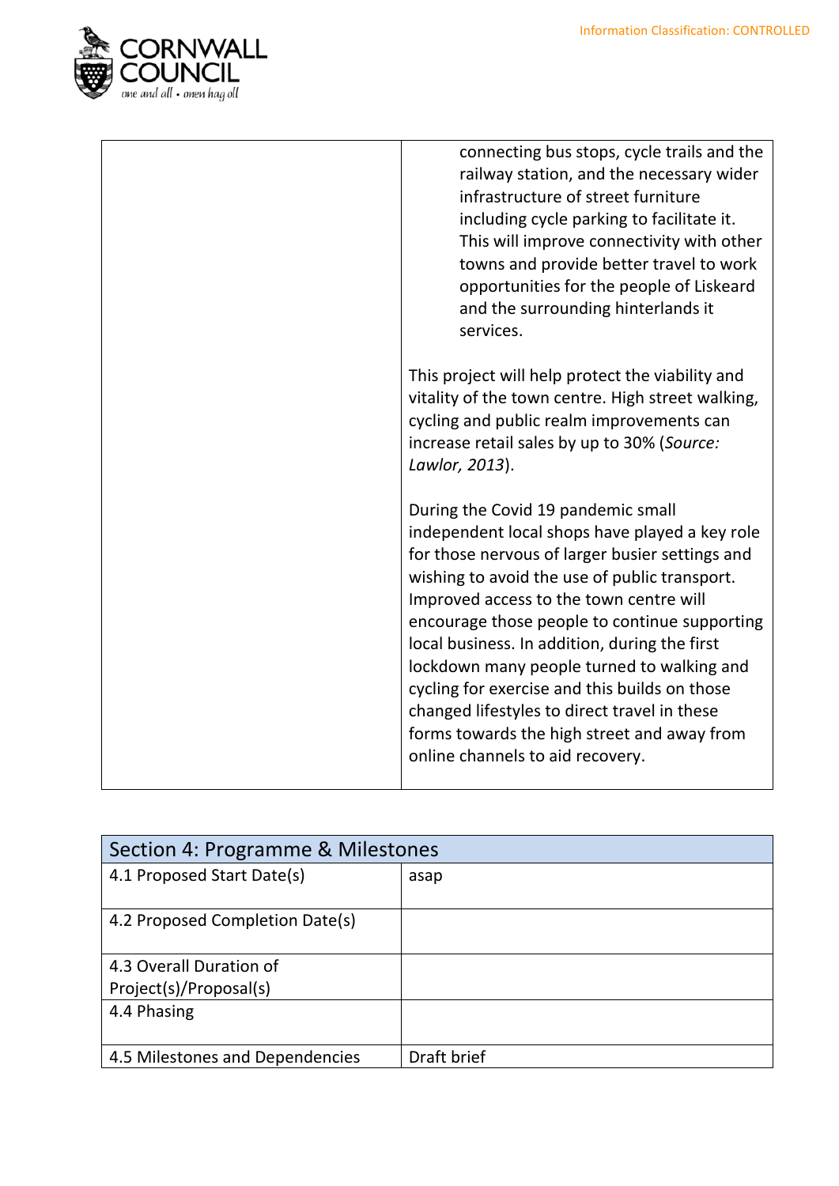| | |
|---|---|
| | connecting bus stops, cycle trails and the railway station, and the necessary wider infrastructure of street furniture including cycle parking to facilitate it. This will improve connectivity with other towns and provide better travel to work opportunities for the people of Liskeard and the surrounding hinterlands it services.<br><br>This project will help protect the viability and vitality of the town centre. High street walking, cycling and public realm improvements can increase retail sales by up to 30% (*Source: Lawlor, 2013*).<br><br>During the Covid 19 pandemic small independent local shops have played a key role for those nervous of larger busier settings and wishing to avoid the use of public transport. Improved access to the town centre will encourage those people to continue supporting local business. In addition, during the first lockdown many people turned to walking and cycling for exercise and this builds on those changed lifestyles to direct travel in these forms towards the high street and away from online channels to aid recovery. |

| Section 4: Programme & Milestones | |
|---|---|
| 4.1 Proposed Start Date(s) | asap |
| 4.2 Proposed Completion Date(s) | |
| 4.3 Overall Duration of Project(s)/Proposal(s) | |
| 4.4 Phasing | |
| 4.5 Milestones and Dependencies | Draft brief |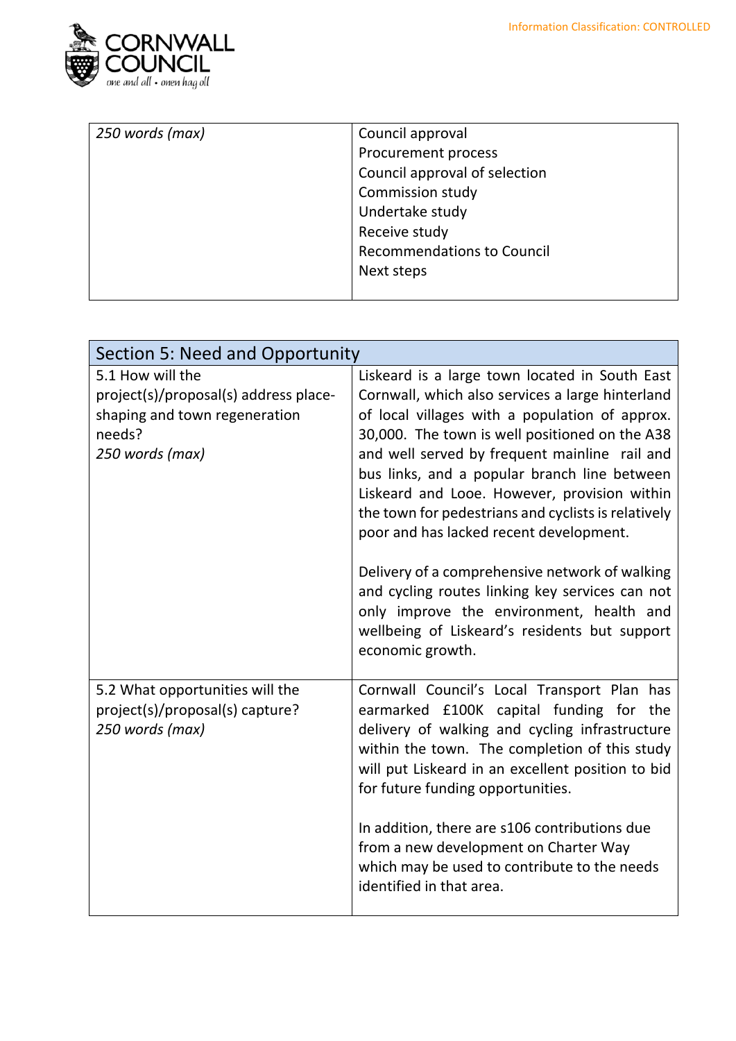| | |
|---|---|
| *250 words (max)* | Council approval<br>Procurement process<br>Council approval of selection<br>Commission study<br>Undertake study<br>Receive study<br>Recommendations to Council<br>Next steps |

| Section 5: Need and Opportunity | |
|---|---|
| 5.1 How will the project(s)/proposal(s) address place-shaping and town regeneration needs?<br>*250 words (max)* | Liskeard is a large town located in South East Cornwall, which also services a large hinterland of local villages with a population of approx. 30,000. The town is well positioned on the A38 and well served by frequent mainline rail and bus links, and a popular branch line between Liskeard and Looe. However, provision within the town for pedestrians and cyclists is relatively poor and has lacked recent development.<br><br>Delivery of a comprehensive network of walking and cycling routes linking key services can not only improve the environment, health and wellbeing of Liskeard's residents but support economic growth. |
| 5.2 What opportunities will the project(s)/proposal(s) capture?<br>*250 words (max)* | Cornwall Council's Local Transport Plan has earmarked £100K capital funding for the delivery of walking and cycling infrastructure within the town. The completion of this study will put Liskeard in an excellent position to bid for future funding opportunities.<br><br>In addition, there are s106 contributions due from a new development on Charter Way which may be used to contribute to the needs identified in that area. |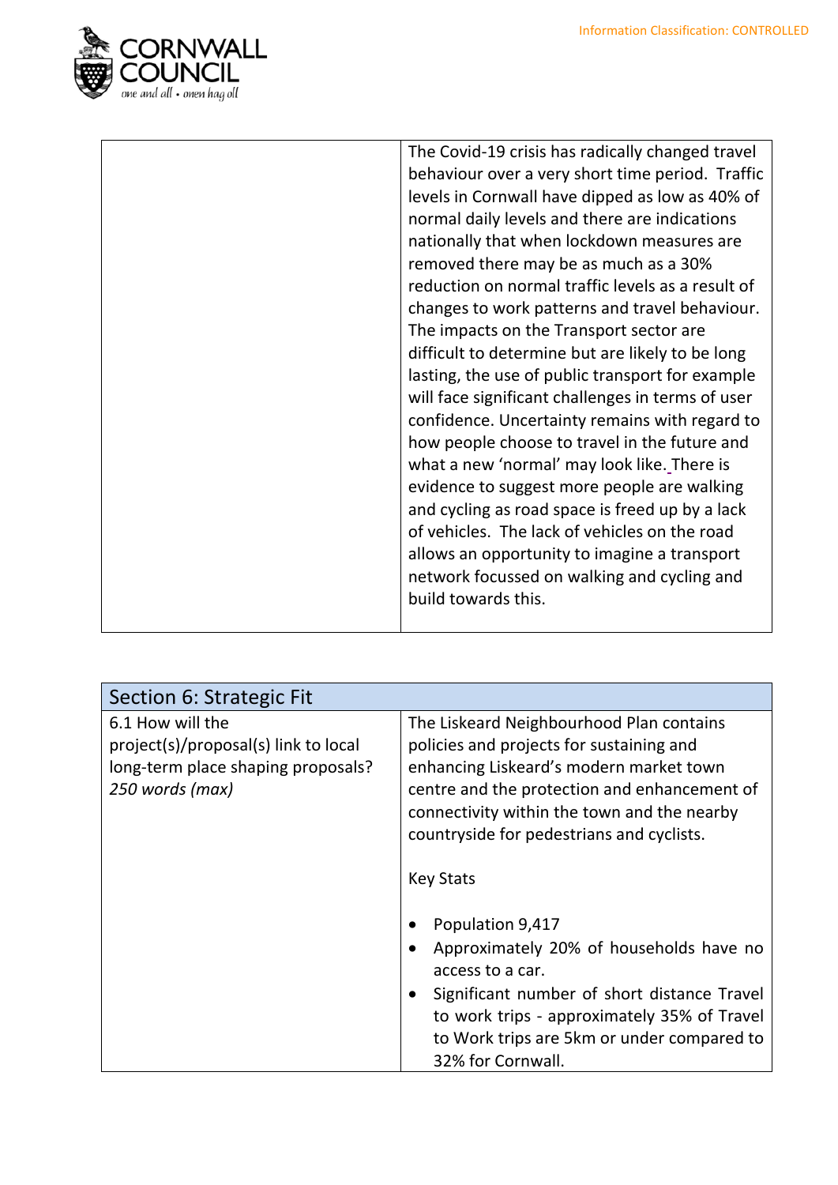| | |
|---|---|
| | The Covid-19 crisis has radically changed travel behaviour over a very short time period. Traffic levels in Cornwall have dipped as low as 40% of normal daily levels and there are indications nationally that when lockdown measures are removed there may be as much as a 30% reduction on normal traffic levels as a result of changes to work patterns and travel behaviour. The impacts on the Transport sector are difficult to determine but are likely to be long lasting, the use of public transport for example will face significant challenges in terms of user confidence. Uncertainty remains with regard to how people choose to travel in the future and what a new 'normal' may look like. There is evidence to suggest more people are walking and cycling as road space is freed up by a lack of vehicles. The lack of vehicles on the road allows an opportunity to imagine a transport network focussed on walking and cycling and build towards this. |

| Section 6: Strategic Fit | |
|---|---|
| 6.1 How will the project(s)/proposal(s) link to local long-term place shaping proposals? *250 words (max)* | The Liskeard Neighbourhood Plan contains policies and projects for sustaining and enhancing Liskeard's modern market town centre and the protection and enhancement of connectivity within the town and the nearby countryside for pedestrians and cyclists.<br><br>Key Stats<br><br>• Population 9,417<br>• Approximately 20% of households have no access to a car.<br>• Significant number of short distance Travel to work trips - approximately 35% of Travel to Work trips are 5km or under compared to 32% for Cornwall. |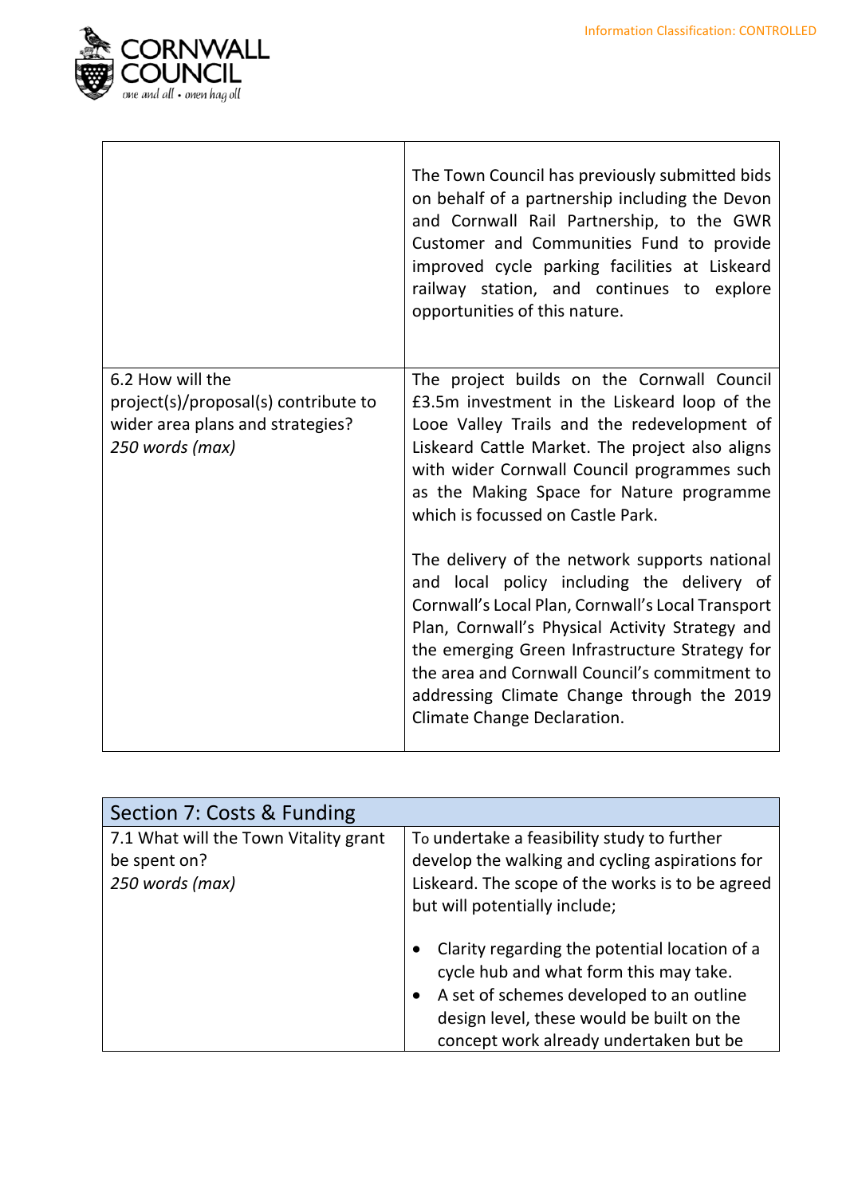| | |
|---|---|
| | The Town Council has previously submitted bids on behalf of a partnership including the Devon and Cornwall Rail Partnership, to the GWR Customer and Communities Fund to provide improved cycle parking facilities at Liskeard railway station, and continues to explore opportunities of this nature. |
| 6.2 How will the project(s)/proposal(s) contribute to wider area plans and strategies? *250 words (max)* | The project builds on the Cornwall Council £3.5m investment in the Liskeard loop of the Looe Valley Trails and the redevelopment of Liskeard Cattle Market. The project also aligns with wider Cornwall Council programmes such as the Making Space for Nature programme which is focussed on Castle Park.<br><br>The delivery of the network supports national and local policy including the delivery of Cornwall's Local Plan, Cornwall's Local Transport Plan, Cornwall's Physical Activity Strategy and the emerging Green Infrastructure Strategy for the area and Cornwall Council's commitment to addressing Climate Change through the 2019 Climate Change Declaration. |

| Section 7: Costs & Funding | |
|---|---|
| 7.1 What will the Town Vitality grant be spent on? *250 words (max)* | To undertake a feasibility study to further develop the walking and cycling aspirations for Liskeard. The scope of the works is to be agreed but will potentially include;<br><br>• Clarity regarding the potential location of a cycle hub and what form this may take.<br>• A set of schemes developed to an outline design level, these would be built on the concept work already undertaken but be |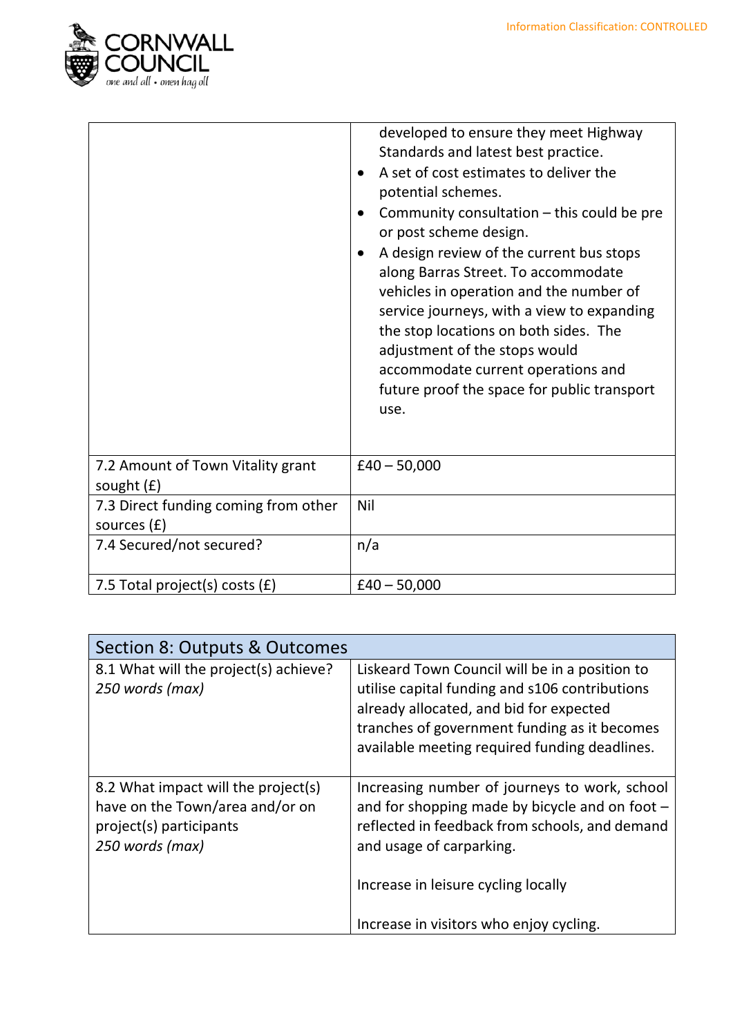| | |
|---|---|
| | developed to ensure they meet Highway Standards and latest best practice.<br>• A set of cost estimates to deliver the potential schemes.<br>• Community consultation – this could be pre or post scheme design.<br>• A design review of the current bus stops along Barras Street. To accommodate vehicles in operation and the number of service journeys, with a view to expanding the stop locations on both sides. The adjustment of the stops would accommodate current operations and future proof the space for public transport use. |
| 7.2 Amount of Town Vitality grant sought (£) | £40 – 50,000 |
| 7.3 Direct funding coming from other sources (£) | Nil |
| 7.4 Secured/not secured? | n/a |
| 7.5 Total project(s) costs (£) | £40 – 50,000 |

| Section 8: Outputs & Outcomes | |
|---|---|
| 8.1 What will the project(s) achieve?<br>*250 words (max)* | Liskeard Town Council will be in a position to utilise capital funding and s106 contributions already allocated, and bid for expected tranches of government funding as it becomes available meeting required funding deadlines. |
| 8.2 What impact will the project(s) have on the Town/area and/or on project(s) participants<br>*250 words (max)* | Increasing number of journeys to work, school and for shopping made by bicycle and on foot – reflected in feedback from schools, and demand and usage of carparking.<br><br>Increase in leisure cycling locally<br><br>Increase in visitors who enjoy cycling. |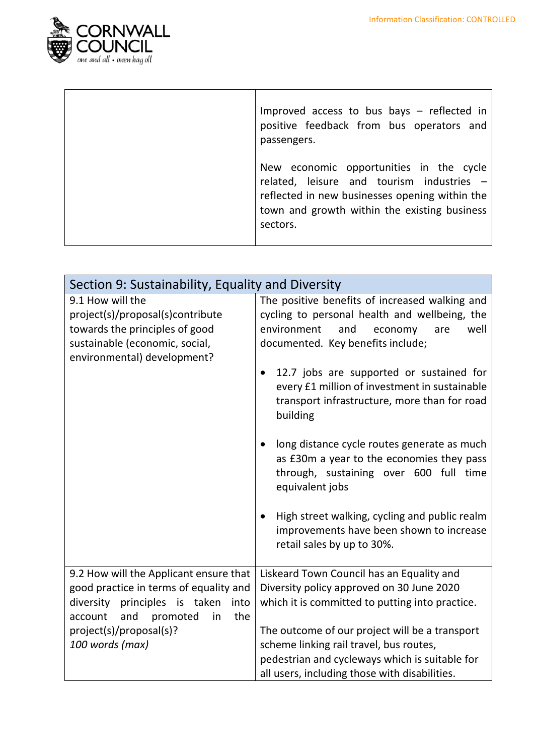| | |
|---|---|
| | Improved access to bus bays – reflected in positive feedback from bus operators and passengers.<br><br>New economic opportunities in the cycle related, leisure and tourism industries – reflected in new businesses opening within the town and growth within the existing business sectors. |

| Section 9: Sustainability, Equality and Diversity | |
|---|---|
| 9.1 How will the project(s)/proposal(s)contribute towards the principles of good sustainable (economic, social, environmental) development? | The positive benefits of increased walking and cycling to personal health and wellbeing, the environment and economy are well documented. Key benefits include;<br><br>• 12.7 jobs are supported or sustained for every £1 million of investment in sustainable transport infrastructure, more than for road building<br><br>• long distance cycle routes generate as much as £30m a year to the economies they pass through, sustaining over 600 full time equivalent jobs<br><br>• High street walking, cycling and public realm improvements have been shown to increase retail sales by up to 30%. |
| 9.2 How will the Applicant ensure that good practice in terms of equality and diversity principles is taken into account and promoted in the project(s)/proposal(s)?<br>*100 words (max)* | Liskeard Town Council has an Equality and Diversity policy approved on 30 June 2020 which it is committed to putting into practice.<br><br>The outcome of our project will be a transport scheme linking rail travel, bus routes, pedestrian and cycleways which is suitable for all users, including those with disabilities. |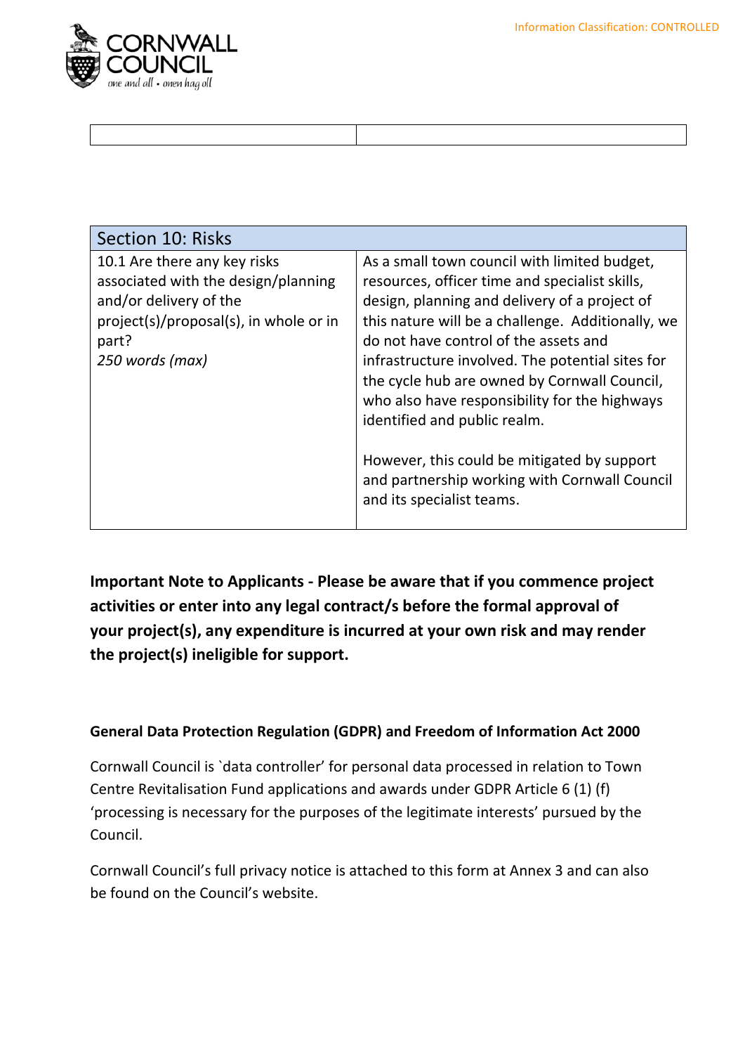| | |
|---|---|
| | |

| Section 10: Risks | |
|---|---|
| 10.1 Are there any key risks associated with the design/planning and/or delivery of the project(s)/proposal(s), in whole or in part? *250 words (max)* | As a small town council with limited budget, resources, officer time and specialist skills, design, planning and delivery of a project of this nature will be a challenge. Additionally, we do not have control of the assets and infrastructure involved. The potential sites for the cycle hub are owned by Cornwall Council, who also have responsibility for the highways identified and public realm.<br><br>However, this could be mitigated by support and partnership working with Cornwall Council and its specialist teams. |

**Important Note to Applicants - Please be aware that if you commence project activities or enter into any legal contract/s before the formal approval of your project(s), any expenditure is incurred at your own risk and may render the project(s) ineligible for support.**

**General Data Protection Regulation (GDPR) and Freedom of Information Act 2000**

Cornwall Council is `data controller' for personal data processed in relation to Town Centre Revitalisation Fund applications and awards under GDPR Article 6 (1) (f) 'processing is necessary for the purposes of the legitimate interests' pursued by the Council.

Cornwall Council's full privacy notice is attached to this form at Annex 3 and can also be found on the Council's website.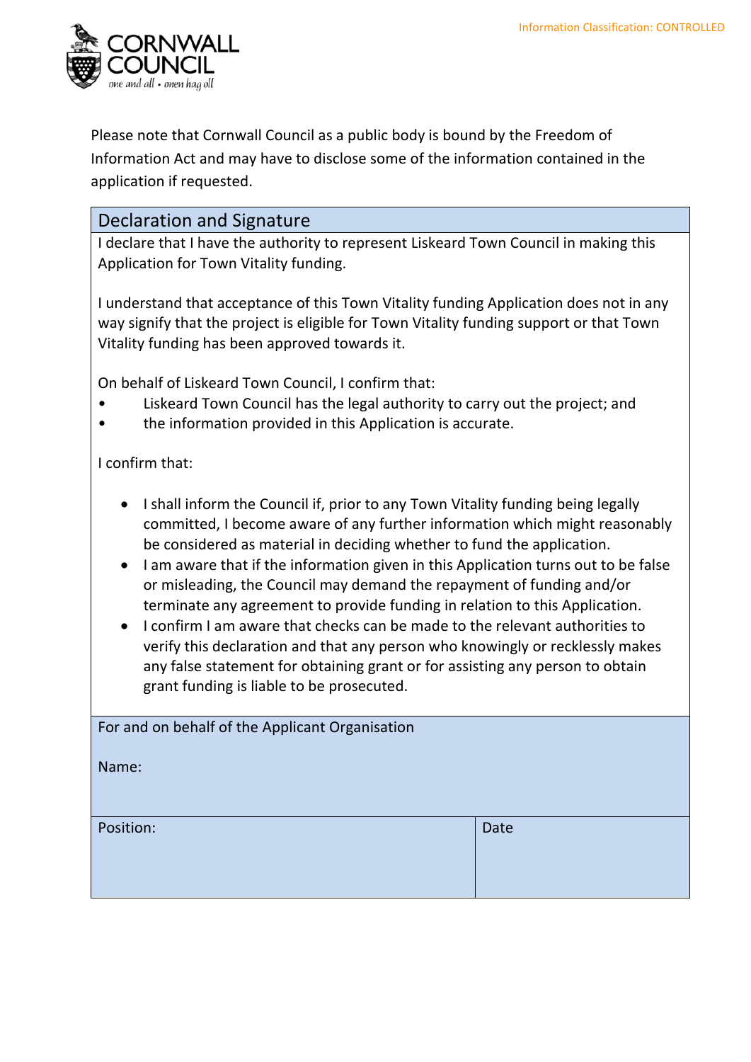Please note that Cornwall Council as a public body is bound by the Freedom of Information Act and may have to disclose some of the information contained in the application if requested.

## Declaration and Signature

I declare that I have the authority to represent Liskeard Town Council in making this Application for Town Vitality funding.

I understand that acceptance of this Town Vitality funding Application does not in any way signify that the project is eligible for Town Vitality funding support or that Town Vitality funding has been approved towards it.

On behalf of Liskeard Town Council, I confirm that:

- Liskeard Town Council has the legal authority to carry out the project; and
- the information provided in this Application is accurate.

I confirm that:

- I shall inform the Council if, prior to any Town Vitality funding being legally committed, I become aware of any further information which might reasonably be considered as material in deciding whether to fund the application.
- I am aware that if the information given in this Application turns out to be false or misleading, the Council may demand the repayment of funding and/or terminate any agreement to provide funding in relation to this Application.
- I confirm I am aware that checks can be made to the relevant authorities to verify this declaration and that any person who knowingly or recklessly makes any false statement for obtaining grant or for assisting any person to obtain grant funding is liable to be prosecuted.

| For and on behalf of the Applicant Organisation<br><br>Name: | |
|---|---|
| Position: | Date |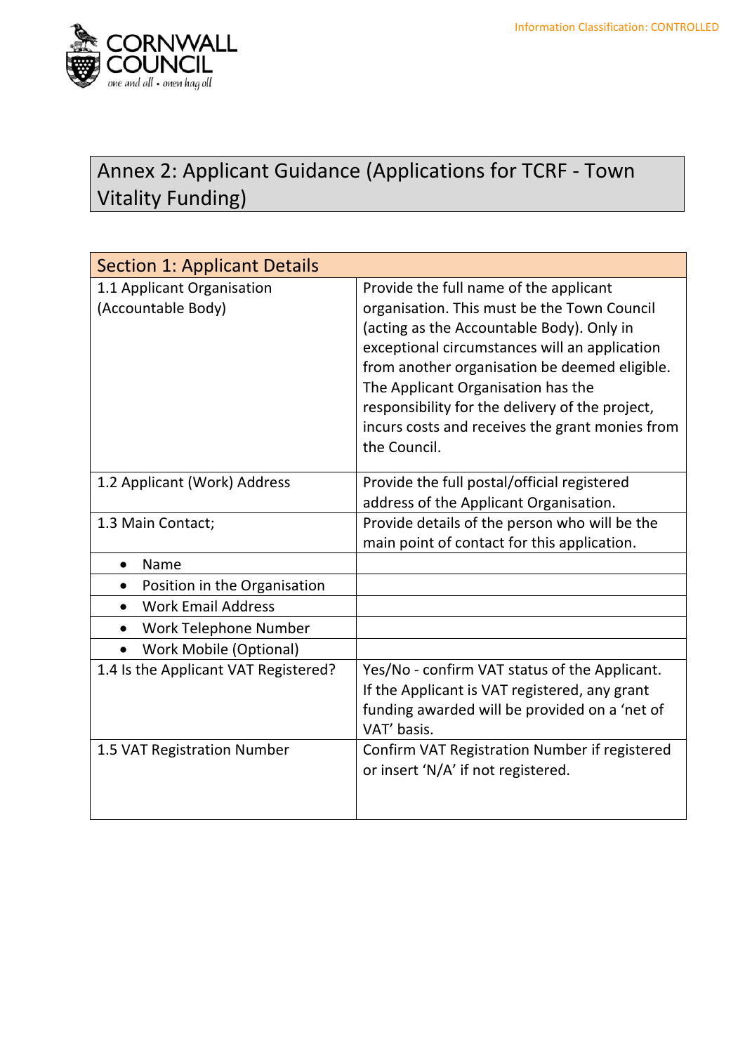## Annex 2: Applicant Guidance (Applications for TCRF - Town Vitality Funding)

| Section 1: Applicant Details | |
|---|---|
| 1.1 Applicant Organisation (Accountable Body) | Provide the full name of the applicant organisation. This must be the Town Council (acting as the Accountable Body). Only in exceptional circumstances will an application from another organisation be deemed eligible. The Applicant Organisation has the responsibility for the delivery of the project, incurs costs and receives the grant monies from the Council. |
| 1.2 Applicant (Work) Address | Provide the full postal/official registered address of the Applicant Organisation. |
| 1.3 Main Contact; | Provide details of the person who will be the main point of contact for this application. |
| • Name | |
| • Position in the Organisation | |
| • Work Email Address | |
| • Work Telephone Number | |
| • Work Mobile (Optional) | |
| 1.4 Is the Applicant VAT Registered? | Yes/No - confirm VAT status of the Applicant. If the Applicant is VAT registered, any grant funding awarded will be provided on a 'net of VAT' basis. |
| 1.5 VAT Registration Number | Confirm VAT Registration Number if registered or insert 'N/A' if not registered. |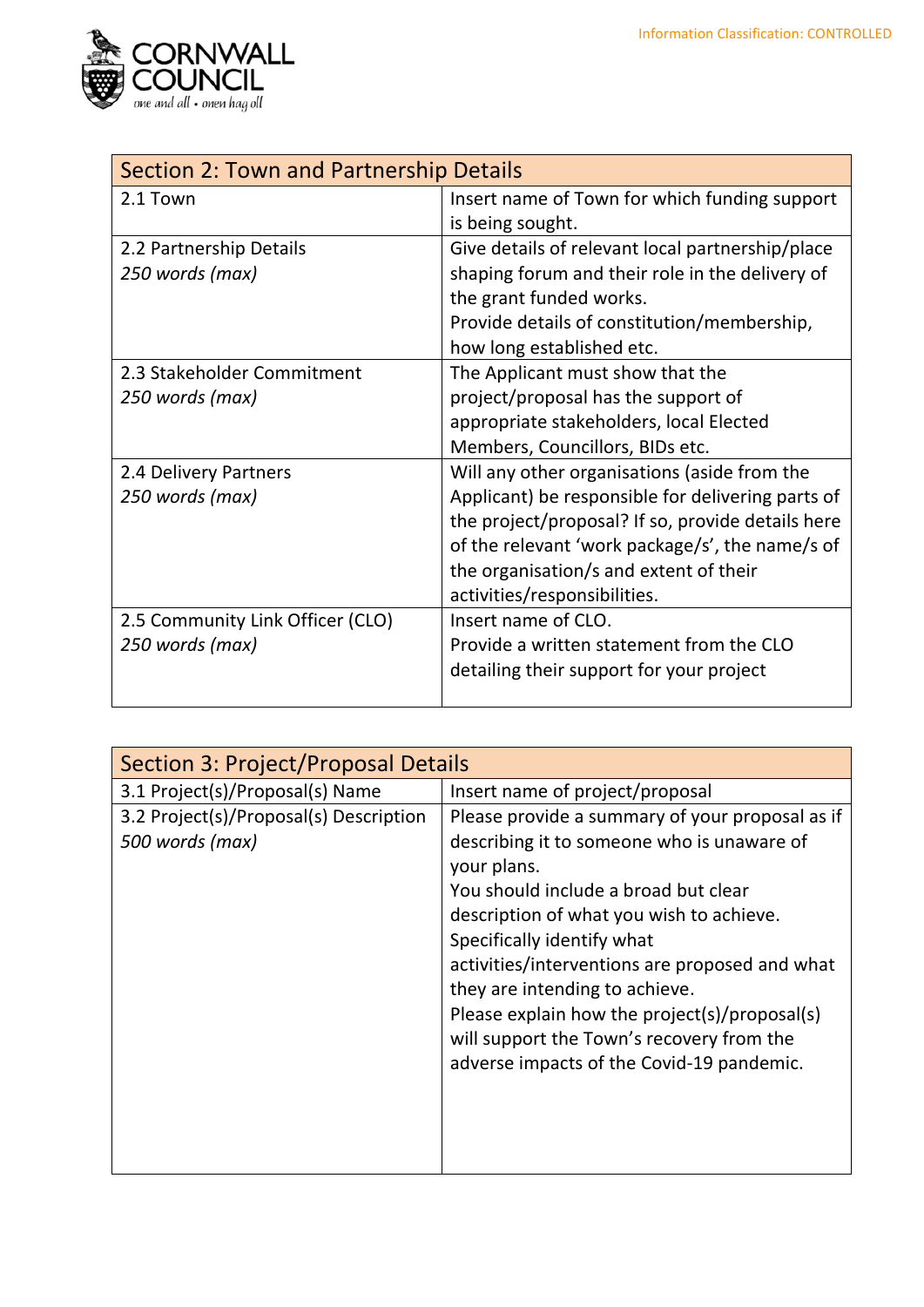| Section 2: Town and Partnership Details | |
|---|---|
| 2.1 Town | Insert name of Town for which funding support is being sought. |
| 2.2 Partnership Details<br>*250 words (max)* | Give details of relevant local partnership/place shaping forum and their role in the delivery of the grant funded works.<br>Provide details of constitution/membership, how long established etc. |
| 2.3 Stakeholder Commitment<br>*250 words (max)* | The Applicant must show that the project/proposal has the support of appropriate stakeholders, local Elected Members, Councillors, BIDs etc. |
| 2.4 Delivery Partners<br>*250 words (max)* | Will any other organisations (aside from the Applicant) be responsible for delivering parts of the project/proposal? If so, provide details here of the relevant 'work package/s', the name/s of the organisation/s and extent of their activities/responsibilities. |
| 2.5 Community Link Officer (CLO)<br>*250 words (max)* | Insert name of CLO.<br>Provide a written statement from the CLO detailing their support for your project |

| Section 3: Project/Proposal Details | |
|---|---|
| 3.1 Project(s)/Proposal(s) Name | Insert name of project/proposal |
| 3.2 Project(s)/Proposal(s) Description<br>*500 words (max)* | Please provide a summary of your proposal as if describing it to someone who is unaware of your plans.<br>You should include a broad but clear description of what you wish to achieve. Specifically identify what activities/interventions are proposed and what they are intending to achieve.<br>Please explain how the project(s)/proposal(s) will support the Town's recovery from the adverse impacts of the Covid-19 pandemic. |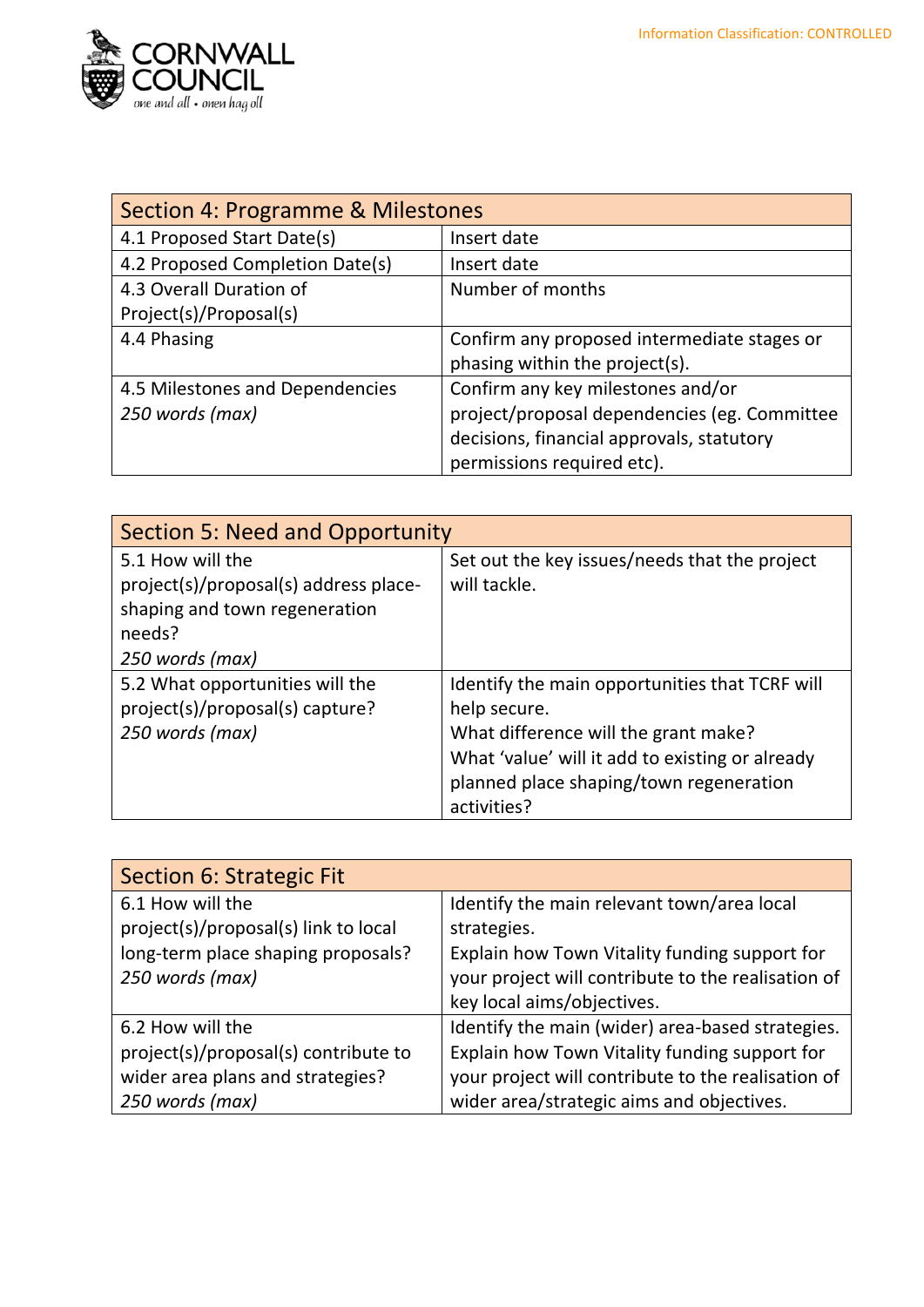| Section 4: Programme & Milestones | |
|---|---|
| 4.1 Proposed Start Date(s) | Insert date |
| 4.2 Proposed Completion Date(s) | Insert date |
| 4.3 Overall Duration of Project(s)/Proposal(s) | Number of months |
| 4.4 Phasing | Confirm any proposed intermediate stages or phasing within the project(s). |
| 4.5 Milestones and Dependencies *250 words (max)* | Confirm any key milestones and/or project/proposal dependencies (eg. Committee decisions, financial approvals, statutory permissions required etc). |

| Section 5: Need and Opportunity | |
|---|---|
| 5.1 How will the project(s)/proposal(s) address place-shaping and town regeneration needs? *250 words (max)* | Set out the key issues/needs that the project will tackle. |
| 5.2 What opportunities will the project(s)/proposal(s) capture? *250 words (max)* | Identify the main opportunities that TCRF will help secure.<br>What difference will the grant make?<br>What 'value' will it add to existing or already planned place shaping/town regeneration activities? |

| Section 6: Strategic Fit | |
|---|---|
| 6.1 How will the project(s)/proposal(s) link to local long-term place shaping proposals? *250 words (max)* | Identify the main relevant town/area local strategies.<br>Explain how Town Vitality funding support for your project will contribute to the realisation of key local aims/objectives. |
| 6.2 How will the project(s)/proposal(s) contribute to wider area plans and strategies? *250 words (max)* | Identify the main (wider) area-based strategies.<br>Explain how Town Vitality funding support for your project will contribute to the realisation of wider area/strategic aims and objectives. |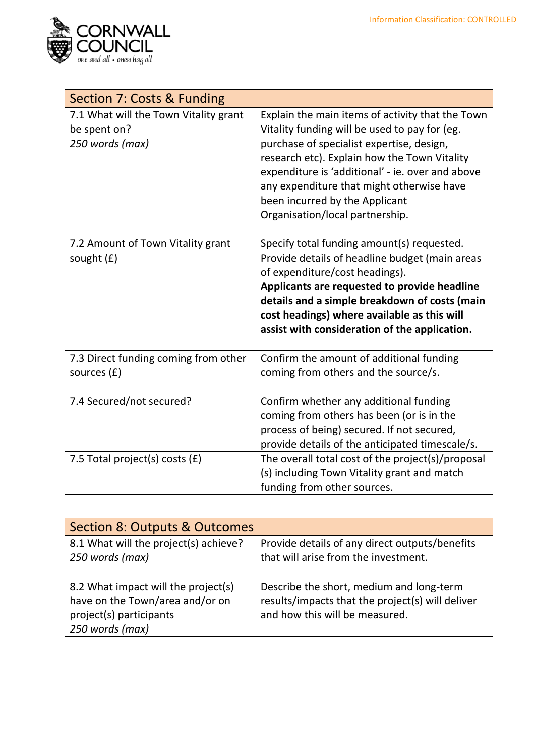| Section 7: Costs & Funding | |
|---|---|
| 7.1 What will the Town Vitality grant be spent on? *250 words (max)* | Explain the main items of activity that the Town Vitality funding will be used to pay for (eg. purchase of specialist expertise, design, research etc). Explain how the Town Vitality expenditure is 'additional' - ie. over and above any expenditure that might otherwise have been incurred by the Applicant Organisation/local partnership. |
| 7.2 Amount of Town Vitality grant sought (£) | Specify total funding amount(s) requested. Provide details of headline budget (main areas of expenditure/cost headings). **Applicants are requested to provide headline details and a simple breakdown of costs (main cost headings) where available as this will assist with consideration of the application.** |
| 7.3 Direct funding coming from other sources (£) | Confirm the amount of additional funding coming from others and the source/s. |
| 7.4 Secured/not secured? | Confirm whether any additional funding coming from others has been (or is in the process of being) secured. If not secured, provide details of the anticipated timescale/s. |
| 7.5 Total project(s) costs (£) | The overall total cost of the project(s)/proposal (s) including Town Vitality grant and match funding from other sources. |

| Section 8: Outputs & Outcomes | |
|---|---|
| 8.1 What will the project(s) achieve? *250 words (max)* | Provide details of any direct outputs/benefits that will arise from the investment. |
| 8.2 What impact will the project(s) have on the Town/area and/or on project(s) participants *250 words (max)* | Describe the short, medium and long-term results/impacts that the project(s) will deliver and how this will be measured. |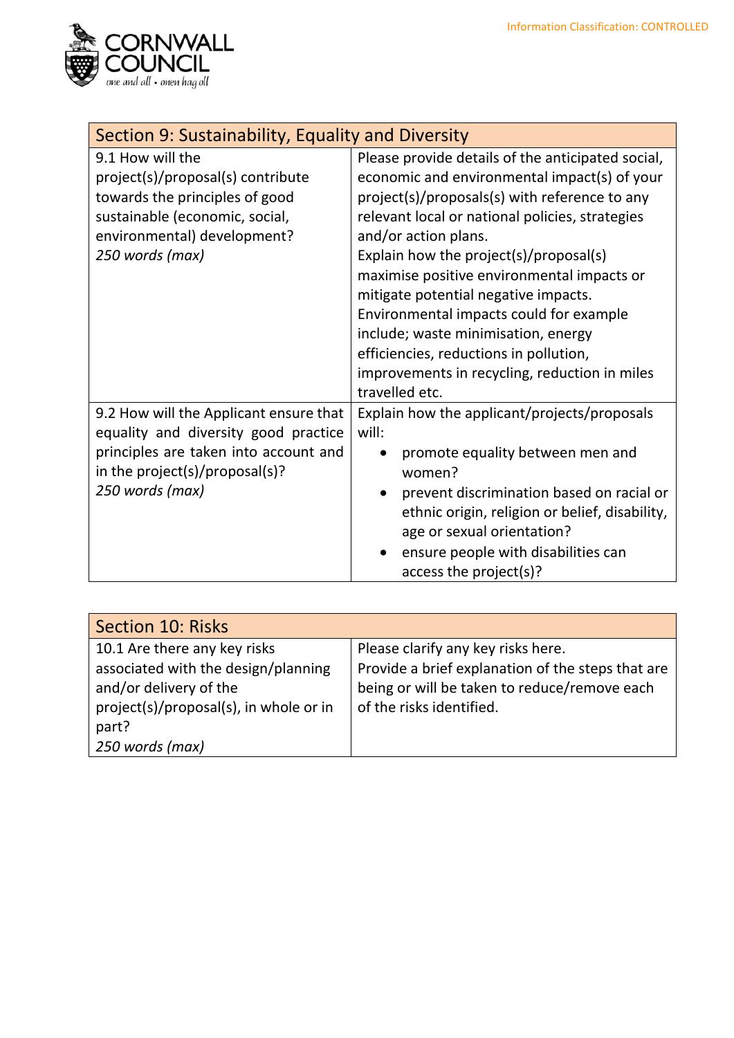| Section 9: Sustainability, Equality and Diversity | |
|---|---|
| 9.1 How will the project(s)/proposal(s) contribute towards the principles of good sustainable (economic, social, environmental) development?<br>*250 words (max)* | Please provide details of the anticipated social, economic and environmental impact(s) of your project(s)/proposals(s) with reference to any relevant local or national policies, strategies and/or action plans.<br>Explain how the project(s)/proposal(s) maximise positive environmental impacts or mitigate potential negative impacts. Environmental impacts could for example include; waste minimisation, energy efficiencies, reductions in pollution, improvements in recycling, reduction in miles travelled etc. |
| 9.2 How will the Applicant ensure that equality and diversity good practice principles are taken into account and in the project(s)/proposal(s)?<br>*250 words (max)* | Explain how the applicant/projects/proposals will:<br>• promote equality between men and women?<br>• prevent discrimination based on racial or ethnic origin, religion or belief, disability, age or sexual orientation?<br>• ensure people with disabilities can access the project(s)? |

| Section 10: Risks | |
|---|---|
| 10.1 Are there any key risks associated with the design/planning and/or delivery of the project(s)/proposal(s), in whole or in part?<br>*250 words (max)* | Please clarify any key risks here.<br>Provide a brief explanation of the steps that are being or will be taken to reduce/remove each of the risks identified. |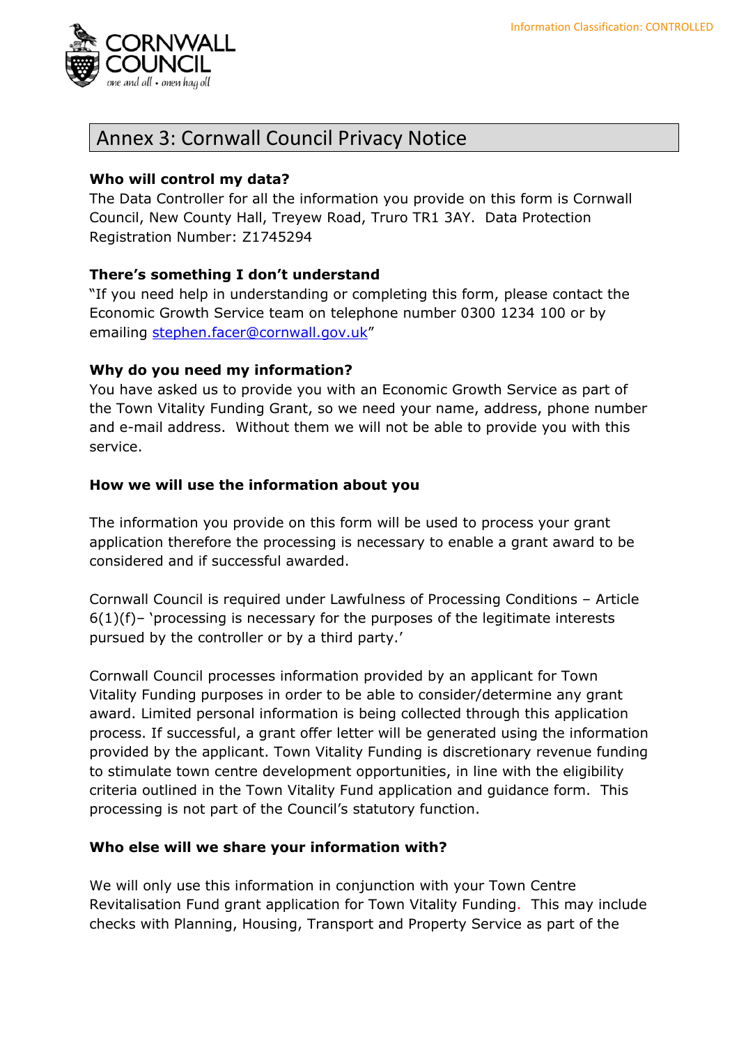## Annex 3: Cornwall Council Privacy Notice

**Who will control my data?**
The Data Controller for all the information you provide on this form is Cornwall Council, New County Hall, Treyew Road, Truro TR1 3AY. Data Protection Registration Number: Z1745294

**There's something I don't understand**
"If you need help in understanding or completing this form, please contact the Economic Growth Service team on telephone number 0300 1234 100 or by emailing stephen.facer@cornwall.gov.uk"

**Why do you need my information?**
You have asked us to provide you with an Economic Growth Service as part of the Town Vitality Funding Grant, so we need your name, address, phone number and e-mail address. Without them we will not be able to provide you with this service.

**How we will use the information about you**

The information you provide on this form will be used to process your grant application therefore the processing is necessary to enable a grant award to be considered and if successful awarded.

Cornwall Council is required under Lawfulness of Processing Conditions – Article 6(1)(f)– 'processing is necessary for the purposes of the legitimate interests pursued by the controller or by a third party.'

Cornwall Council processes information provided by an applicant for Town Vitality Funding purposes in order to be able to consider/determine any grant award. Limited personal information is being collected through this application process. If successful, a grant offer letter will be generated using the information provided by the applicant. Town Vitality Funding is discretionary revenue funding to stimulate town centre development opportunities, in line with the eligibility criteria outlined in the Town Vitality Fund application and guidance form. This processing is not part of the Council's statutory function.

**Who else will we share your information with?**

We will only use this information in conjunction with your Town Centre Revitalisation Fund grant application for Town Vitality Funding. This may include checks with Planning, Housing, Transport and Property Service as part of the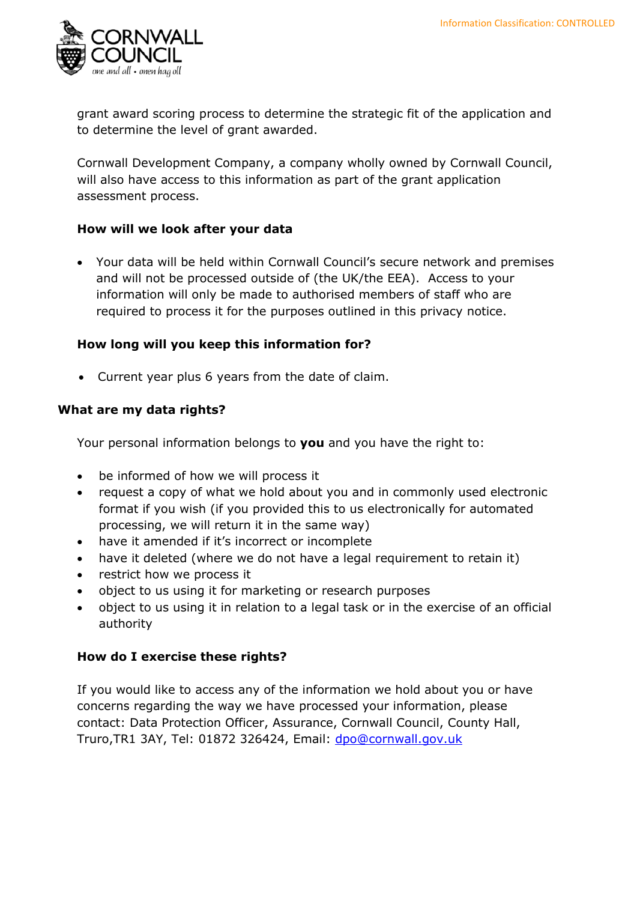grant award scoring process to determine the strategic fit of the application and to determine the level of grant awarded.

Cornwall Development Company, a company wholly owned by Cornwall Council, will also have access to this information as part of the grant application assessment process.

**How will we look after your data**

- Your data will be held within Cornwall Council's secure network and premises and will not be processed outside of (the UK/the EEA). Access to your information will only be made to authorised members of staff who are required to process it for the purposes outlined in this privacy notice.

**How long will you keep this information for?**

- Current year plus 6 years from the date of claim.

**What are my data rights?**

Your personal information belongs to **you** and you have the right to:

- be informed of how we will process it
- request a copy of what we hold about you and in commonly used electronic format if you wish (if you provided this to us electronically for automated processing, we will return it in the same way)
- have it amended if it's incorrect or incomplete
- have it deleted (where we do not have a legal requirement to retain it)
- restrict how we process it
- object to us using it for marketing or research purposes
- object to us using it in relation to a legal task or in the exercise of an official authority

**How do I exercise these rights?**

If you would like to access any of the information we hold about you or have concerns regarding the way we have processed your information, please contact: Data Protection Officer, Assurance, Cornwall Council, County Hall, Truro,TR1 3AY, Tel: 01872 326424, Email: dpo@cornwall.gov.uk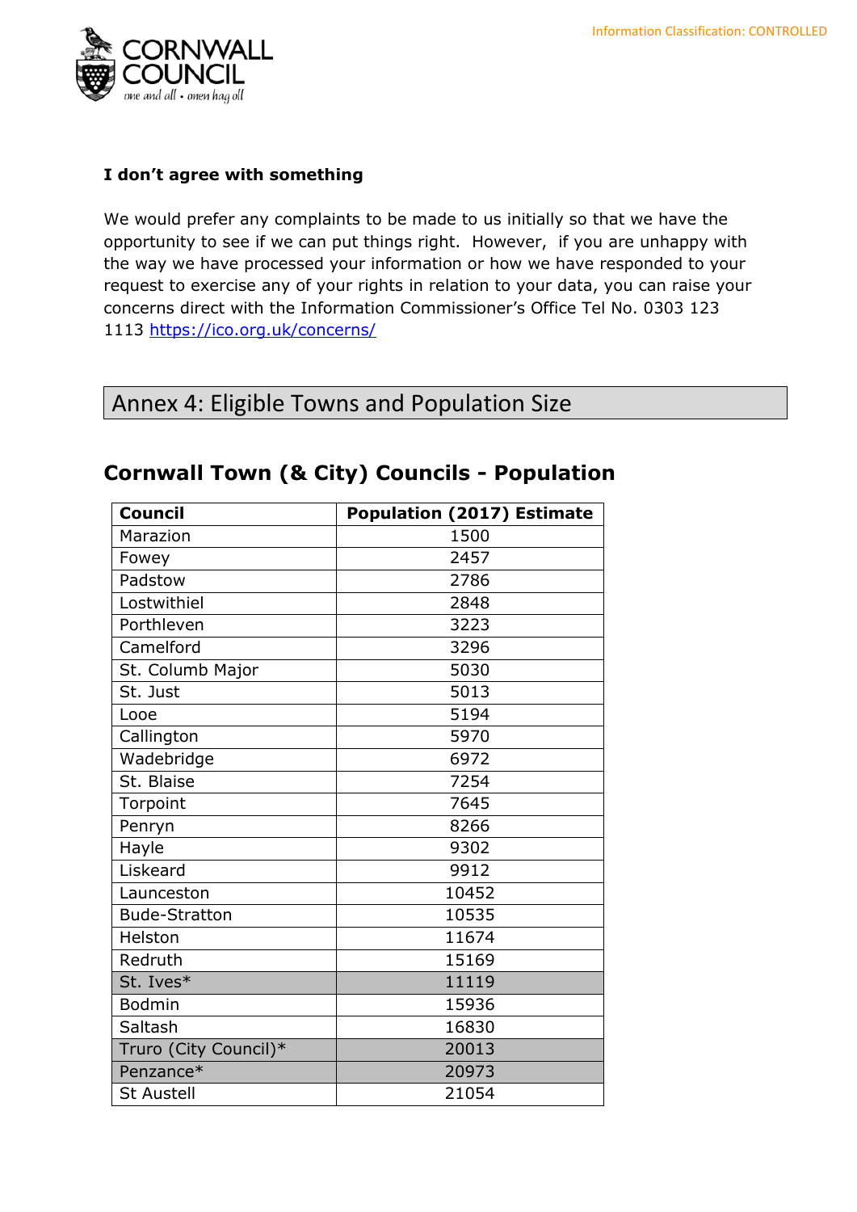**I don't agree with something**

We would prefer any complaints to be made to us initially so that we have the opportunity to see if we can put things right. However, if you are unhappy with the way we have processed your information or how we have responded to your request to exercise any of your rights in relation to your data, you can raise your concerns direct with the Information Commissioner's Office Tel No. 0303 123 1113 https://ico.org.uk/concerns/

# Annex 4: Eligible Towns and Population Size

## Cornwall Town (& City) Councils - Population

| Council | Population (2017) Estimate |
|---|---|
| Marazion | 1500 |
| Fowey | 2457 |
| Padstow | 2786 |
| Lostwithiel | 2848 |
| Porthleven | 3223 |
| Camelford | 3296 |
| St. Columb Major | 5030 |
| St. Just | 5013 |
| Looe | 5194 |
| Callington | 5970 |
| Wadebridge | 6972 |
| St. Blaise | 7254 |
| Torpoint | 7645 |
| Penryn | 8266 |
| Hayle | 9302 |
| Liskeard | 9912 |
| Launceston | 10452 |
| Bude-Stratton | 10535 |
| Helston | 11674 |
| Redruth | 15169 |
| St. Ives* | 11119 |
| Bodmin | 15936 |
| Saltash | 16830 |
| Truro (City Council)* | 20013 |
| Penzance* | 20973 |
| St Austell | 21054 |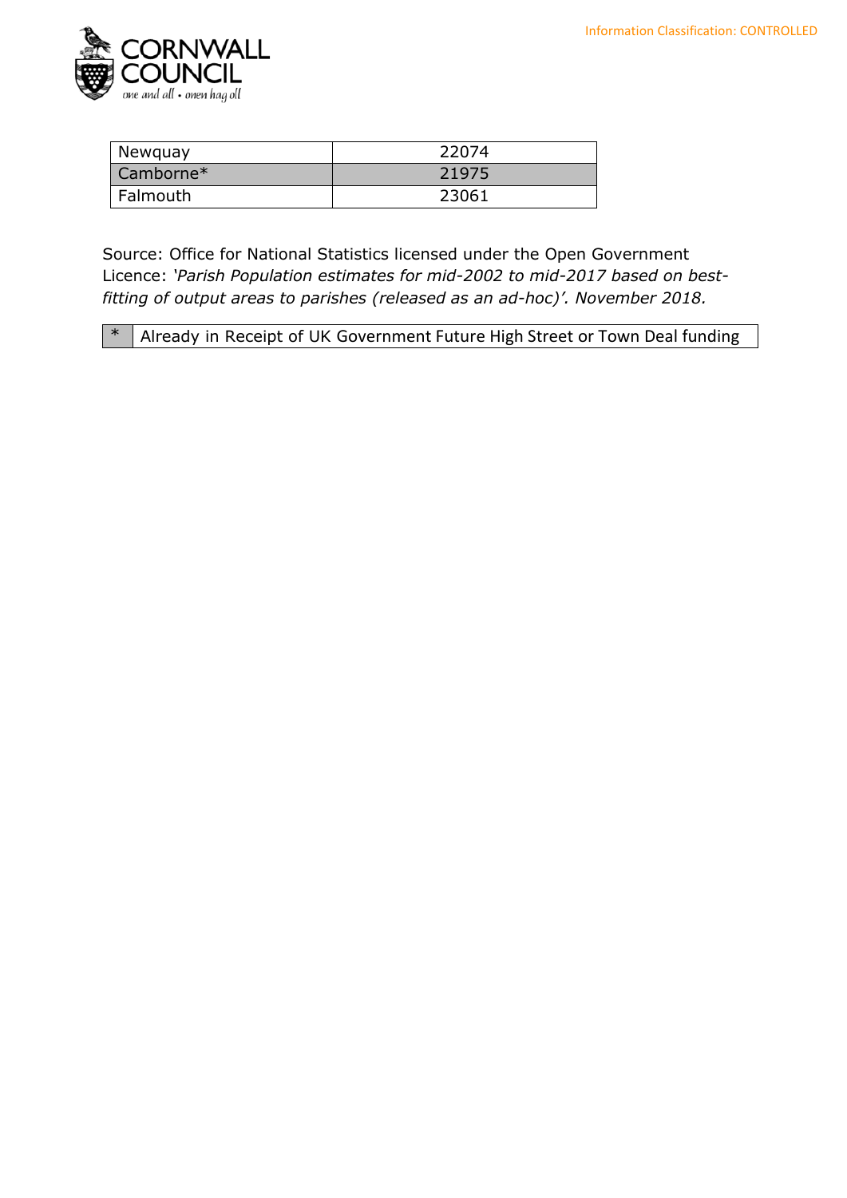| Newquay | 22074 |
|---|---|
| Camborne* | 21975 |
| Falmouth | 23061 |

Source: Office for National Statistics licensed under the Open Government Licence: *'Parish Population estimates for mid-2002 to mid-2017 based on best-fitting of output areas to parishes (released as an ad-hoc)'. November 2018.*

| * | Already in Receipt of UK Government Future High Street or Town Deal funding |
|---|---|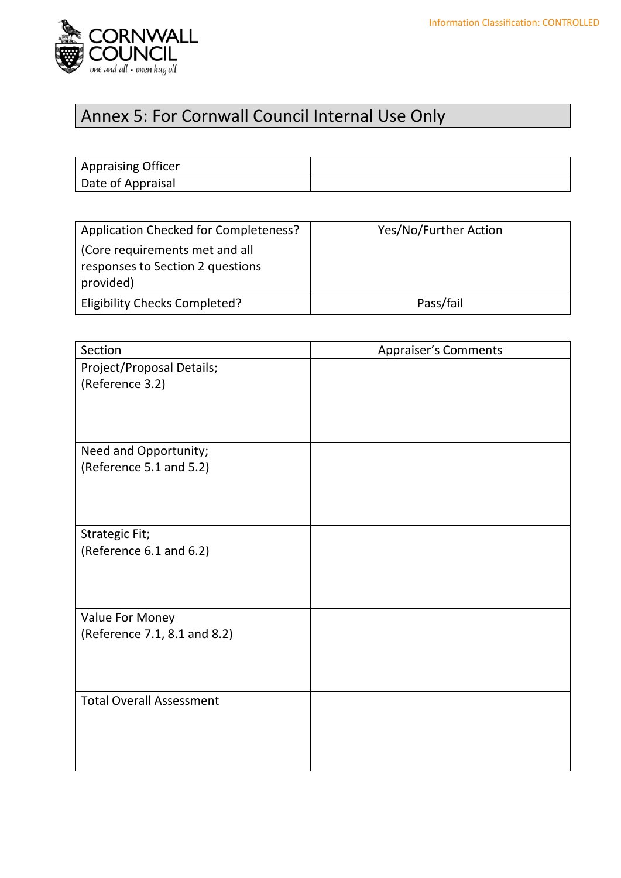## Annex 5: For Cornwall Council Internal Use Only

| | |
|---|---|
| Appraising Officer | |
| Date of Appraisal | |

| | |
|---|---|
| Application Checked for Completeness?<br>(Core requirements met and all responses to Section 2 questions provided) | Yes/No/Further Action |
| Eligibility Checks Completed? | Pass/fail |

| Section | Appraiser's Comments |
|---|---|
| Project/Proposal Details;<br>(Reference 3.2) | |
| Need and Opportunity;<br>(Reference 5.1 and 5.2) | |
| Strategic Fit;<br>(Reference 6.1 and 6.2) | |
| Value For Money<br>(Reference 7.1, 8.1 and 8.2) | |
| Total Overall Assessment | |